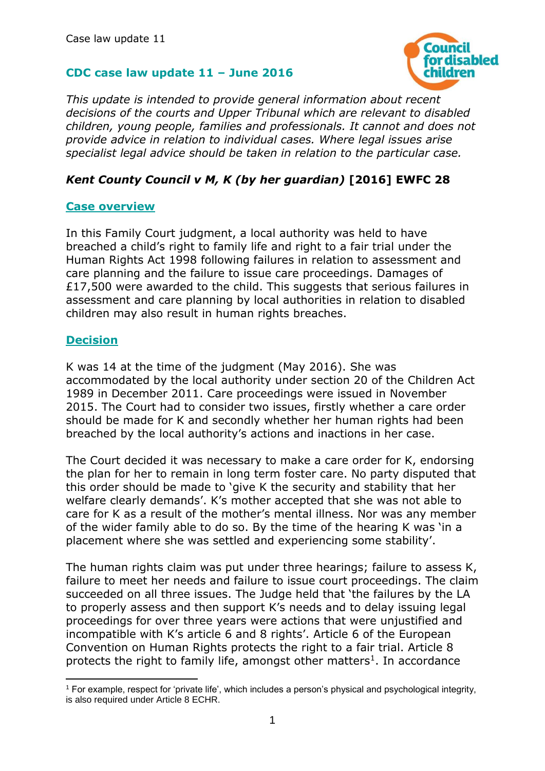## CDC case law update 11 – June 2016

*This update is intended to provide general information about recent decisions of the courts and Upper Tribunal which are relevant to disabled children, young people, families and professionals. It cannot and does not provide advice in relation to individual cases. Where legal issues arise specialist legal advice should be taken in relation to the particular case.*

### *Kent County Council v M, K (by her guardian)* [2016] EWFC 28

#### Case overview

In this Family Court judgment, a local authority was held to have breached a child's right to family life and right to a fair trial under the Human Rights Act 1998 following failures in relation to assessment and care planning and the failure to issue care proceedings. Damages of £17,500 were awarded to the child. This suggests that serious failures in assessment and care planning by local authorities in relation to disabled children may also result in human rights breaches.

#### Decision

K was 14 at the time of the judgment (May 2016). She was accommodated by the local authority under section 20 of the Children Act 1989 in December 2011. Care proceedings were issued in November 2015. The Court had to consider two issues, firstly whether a care order should be made for K and secondly whether her human rights had been breached by the local authority's actions and inactions in her case.

The Court decided it was necessary to make a care order for K, endorsing the plan for her to remain in long term foster care. No party disputed that this order should be made to 'give K the security and stability that her welfare clearly demands'. K's mother accepted that she was not able to care for K as a result of the mother's mental illness. Nor was any member of the wider family able to do so. By the time of the hearing K was 'in a placement where she was settled and experiencing some stability'.

The human rights claim was put under three hearings; failure to assess K, failure to meet her needs and failure to issue court proceedings. The claim succeeded on all three issues. The Judge held that 'the failures by the LA to properly assess and then support K's needs and to delay issuing legal proceedings for over three years were actions that were unjustified and incompatible with K's article 6 and 8 rights'. Article 6 of the European Convention on Human Rights protects the right to a fair trial. Article 8 protects the right to family life, amongst other matters[1]. In accordance

[1] For example, respect for 'private life', which includes a person's physical and psychological integrity, is also required under Article 8 ECHR.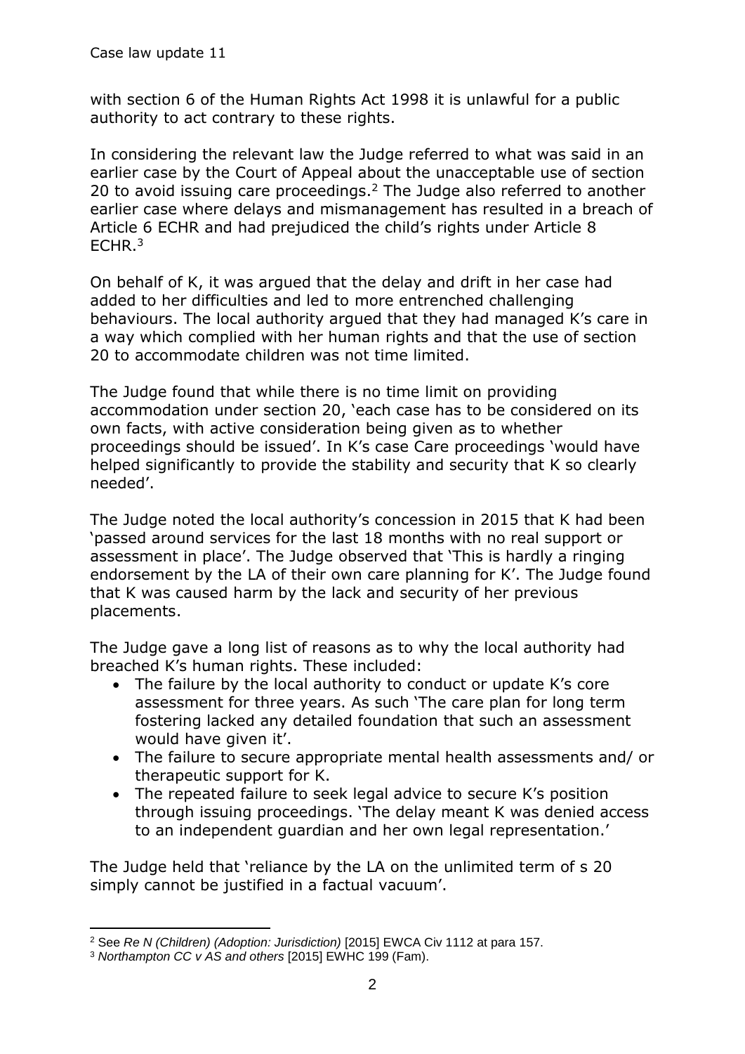with section 6 of the Human Rights Act 1998 it is unlawful for a public authority to act contrary to these rights.

In considering the relevant law the Judge referred to what was said in an earlier case by the Court of Appeal about the unacceptable use of section 20 to avoid issuing care proceedings.[2] The Judge also referred to another earlier case where delays and mismanagement has resulted in a breach of Article 6 ECHR and had prejudiced the child's rights under Article 8 ECHR.[3]

On behalf of K, it was argued that the delay and drift in her case had added to her difficulties and led to more entrenched challenging behaviours. The local authority argued that they had managed K's care in a way which complied with her human rights and that the use of section 20 to accommodate children was not time limited.

The Judge found that while there is no time limit on providing accommodation under section 20, 'each case has to be considered on its own facts, with active consideration being given as to whether proceedings should be issued'. In K's case Care proceedings 'would have helped significantly to provide the stability and security that K so clearly needed'.

The Judge noted the local authority's concession in 2015 that K had been 'passed around services for the last 18 months with no real support or assessment in place'. The Judge observed that 'This is hardly a ringing endorsement by the LA of their own care planning for K'. The Judge found that K was caused harm by the lack and security of her previous placements.

The Judge gave a long list of reasons as to why the local authority had breached K's human rights. These included:

- The failure by the local authority to conduct or update K's core assessment for three years. As such 'The care plan for long term fostering lacked any detailed foundation that such an assessment would have given it'.
- The failure to secure appropriate mental health assessments and/ or therapeutic support for K.
- The repeated failure to seek legal advice to secure K's position through issuing proceedings. 'The delay meant K was denied access to an independent guardian and her own legal representation.'

The Judge held that 'reliance by the LA on the unlimited term of s 20 simply cannot be justified in a factual vacuum'.

---

[2] See *Re N (Children) (Adoption: Jurisdiction)* [2015] EWCA Civ 1112 at para 157.

[3] *Northampton CC v AS and others* [2015] EWHC 199 (Fam).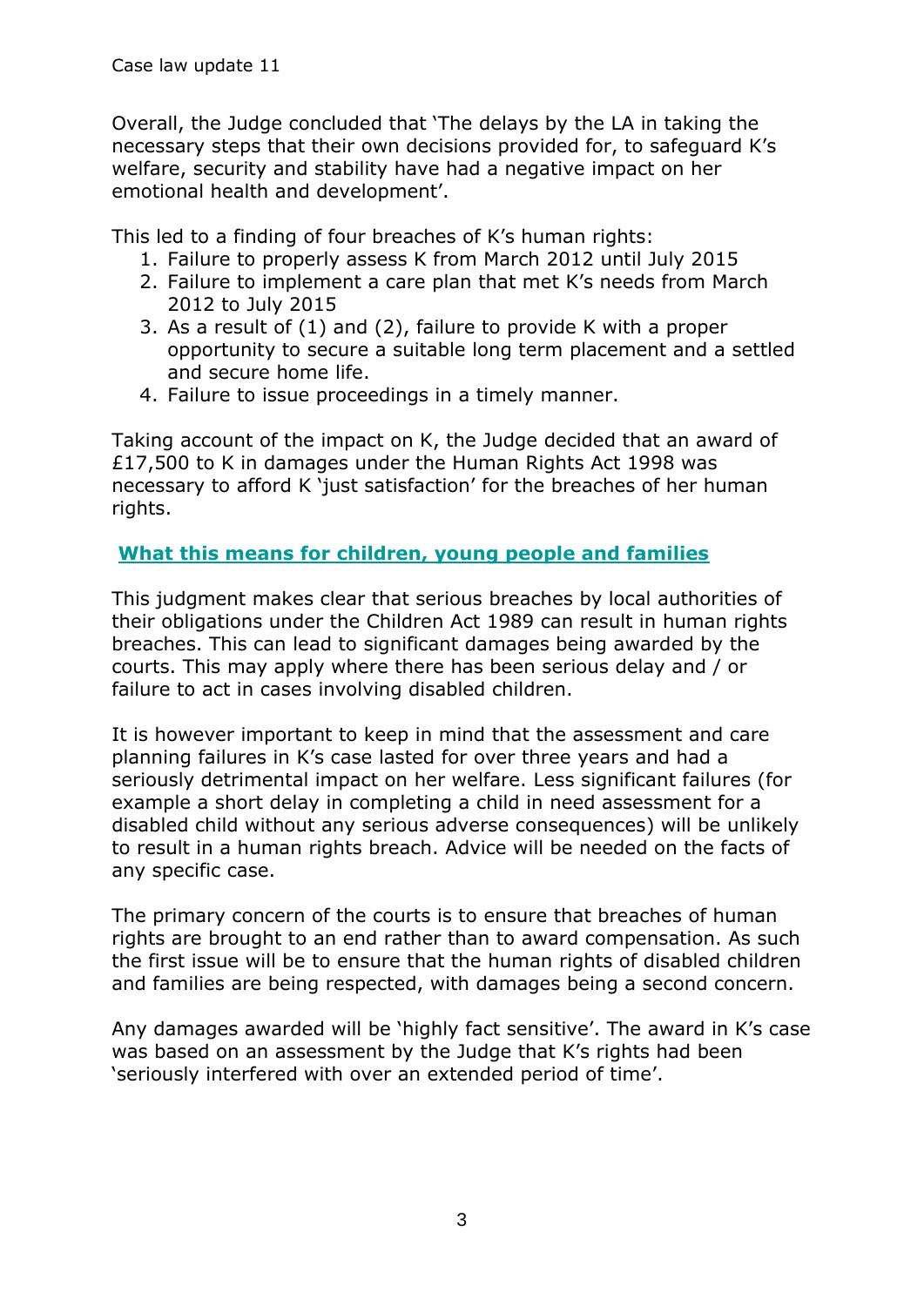Overall, the Judge concluded that 'The delays by the LA in taking the necessary steps that their own decisions provided for, to safeguard K's welfare, security and stability have had a negative impact on her emotional health and development'.

This led to a finding of four breaches of K's human rights:

1. Failure to properly assess K from March 2012 until July 2015
2. Failure to implement a care plan that met K's needs from March 2012 to July 2015
3. As a result of (1) and (2), failure to provide K with a proper opportunity to secure a suitable long term placement and a settled and secure home life.
4. Failure to issue proceedings in a timely manner.

Taking account of the impact on K, the Judge decided that an award of £17,500 to K in damages under the Human Rights Act 1998 was necessary to afford K 'just satisfaction' for the breaches of her human rights.

## What this means for children, young people and families

This judgment makes clear that serious breaches by local authorities of their obligations under the Children Act 1989 can result in human rights breaches. This can lead to significant damages being awarded by the courts. This may apply where there has been serious delay and / or failure to act in cases involving disabled children.

It is however important to keep in mind that the assessment and care planning failures in K's case lasted for over three years and had a seriously detrimental impact on her welfare. Less significant failures (for example a short delay in completing a child in need assessment for a disabled child without any serious adverse consequences) will be unlikely to result in a human rights breach. Advice will be needed on the facts of any specific case.

The primary concern of the courts is to ensure that breaches of human rights are brought to an end rather than to award compensation. As such the first issue will be to ensure that the human rights of disabled children and families are being respected, with damages being a second concern.

Any damages awarded will be 'highly fact sensitive'. The award in K's case was based on an assessment by the Judge that K's rights had been 'seriously interfered with over an extended period of time'.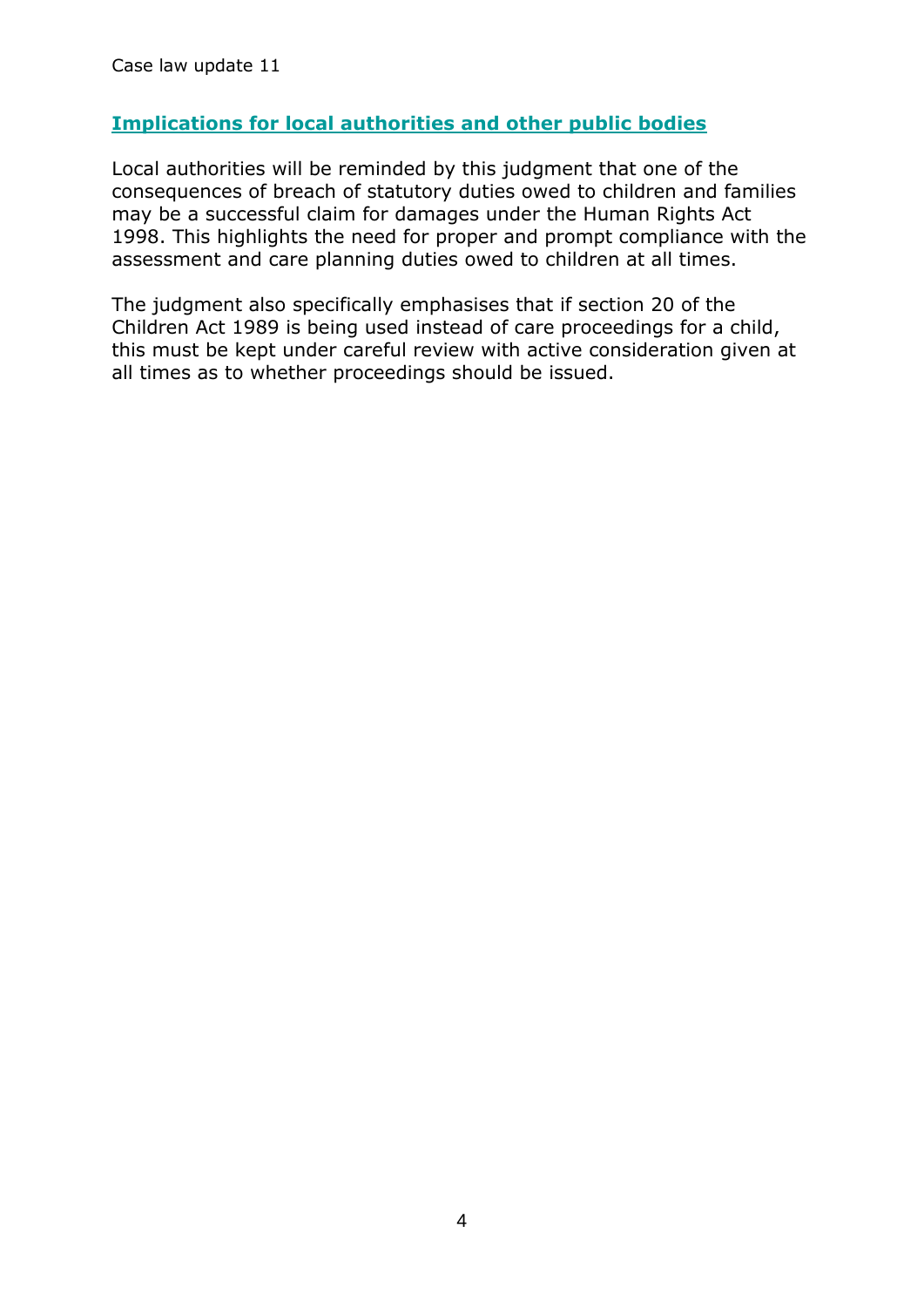## Implications for local authorities and other public bodies

Local authorities will be reminded by this judgment that one of the consequences of breach of statutory duties owed to children and families may be a successful claim for damages under the Human Rights Act 1998. This highlights the need for proper and prompt compliance with the assessment and care planning duties owed to children at all times.

The judgment also specifically emphasises that if section 20 of the Children Act 1989 is being used instead of care proceedings for a child, this must be kept under careful review with active consideration given at all times as to whether proceedings should be issued.